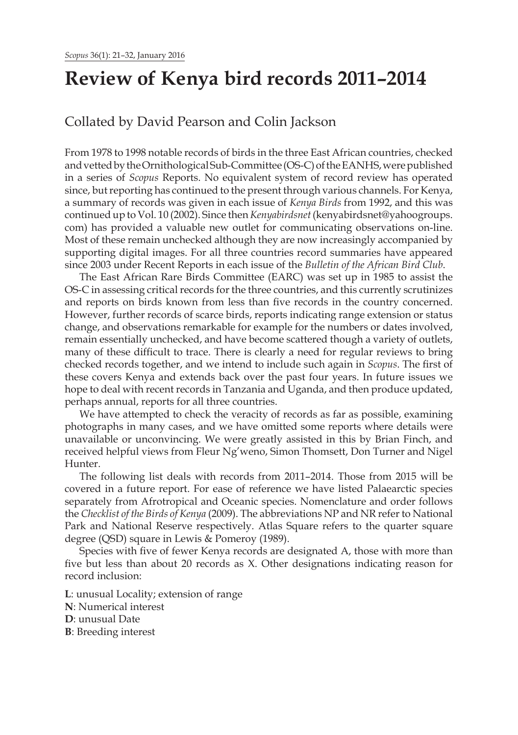# Review of Kenya bird records 2011–2014

Collated by David Pearson and Colin Jackson

From 1978 to 1998 notable records of birds in the three East African countries, checked and vetted by the Ornithological Sub-Committee (OS-C) of the EANHS, were published in a series of *Scopus* Reports. No equivalent system of record review has operated since, but reporting has continued to the present through various channels. For Kenya, a summary of records was given in each issue of *Kenya Birds* from 1992, and this was continued up to Vol. 10 (2002). Since then *Kenyabirdsnet* (kenyabirdsnet@yahoogroups.com) has provided a valuable new outlet for communicating observations on-line. Most of these remain unchecked although they are now increasingly accompanied by supporting digital images. For all three countries record summaries have appeared since 2003 under Recent Reports in each issue of the *Bulletin of the African Bird Club*.

The East African Rare Birds Committee (EARC) was set up in 1985 to assist the OS-C in assessing critical records for the three countries, and this currently scrutinizes and reports on birds known from less than five records in the country concerned. However, further records of scarce birds, reports indicating range extension or status change, and observations remarkable for example for the numbers or dates involved, remain essentially unchecked, and have become scattered though a variety of outlets, many of these difficult to trace. There is clearly a need for regular reviews to bring checked records together, and we intend to include such again in *Scopus*. The first of these covers Kenya and extends back over the past four years. In future issues we hope to deal with recent records in Tanzania and Uganda, and then produce updated, perhaps annual, reports for all three countries.

We have attempted to check the veracity of records as far as possible, examining photographs in many cases, and we have omitted some reports where details were unavailable or unconvincing. We were greatly assisted in this by Brian Finch, and received helpful views from Fleur Ng'weno, Simon Thomsett, Don Turner and Nigel Hunter.

The following list deals with records from 2011–2014. Those from 2015 will be covered in a future report. For ease of reference we have listed Palaearctic species separately from Afrotropical and Oceanic species. Nomenclature and order follows the *Checklist of the Birds of Kenya* (2009). The abbreviations NP and NR refer to National Park and National Reserve respectively. Atlas Square refers to the quarter square degree (QSD) square in Lewis & Pomeroy (1989).

Species with five of fewer Kenya records are designated A, those with more than five but less than about 20 records as X. Other designations indicating reason for record inclusion:

**L**: unusual Locality; extension of range
**N**: Numerical interest
**D**: unusual Date
**B**: Breeding interest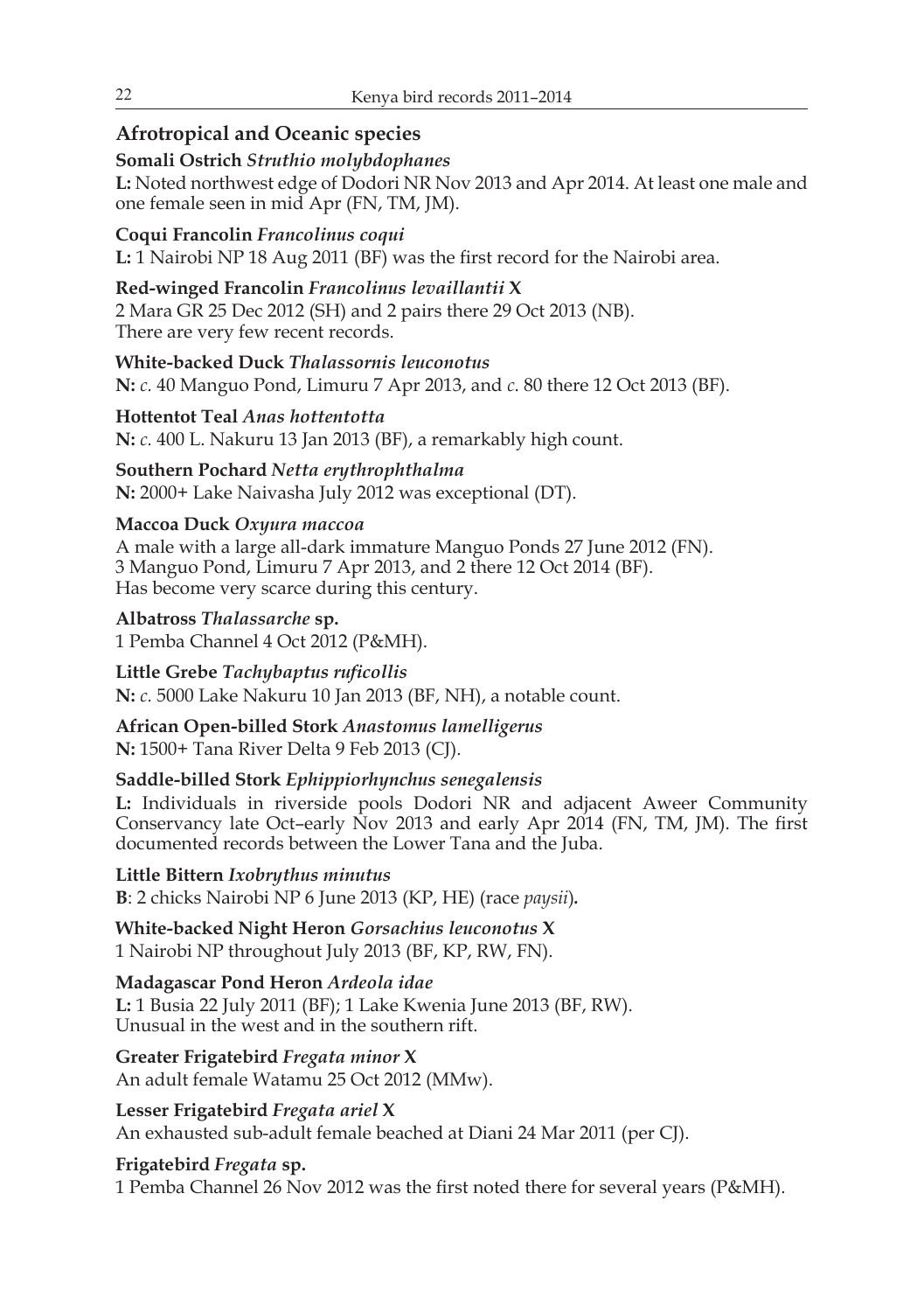## Afrotropical and Oceanic species

**Somali Ostrich** *Struthio molybdophanes*
**L:** Noted northwest edge of Dodori NR Nov 2013 and Apr 2014. At least one male and one female seen in mid Apr (FN, TM, JM).

**Coqui Francolin** *Francolinus coqui*
**L:** 1 Nairobi NP 18 Aug 2011 (BF) was the first record for the Nairobi area.

**Red-winged Francolin** *Francolinus levaillantii* **X**
2 Mara GR 25 Dec 2012 (SH) and 2 pairs there 29 Oct 2013 (NB).
There are very few recent records.

**White-backed Duck** *Thalassornis leuconotus*
**N:** *c.* 40 Manguo Pond, Limuru 7 Apr 2013, and *c.* 80 there 12 Oct 2013 (BF).

**Hottentot Teal** *Anas hottentotta*
**N:** *c.* 400 L. Nakuru 13 Jan 2013 (BF), a remarkably high count.

**Southern Pochard** *Netta erythrophthalma*
**N:** 2000+ Lake Naivasha July 2012 was exceptional (DT).

**Maccoa Duck** *Oxyura maccoa*
A male with a large all-dark immature Manguo Ponds 27 June 2012 (FN).
3 Manguo Pond, Limuru 7 Apr 2013, and 2 there 12 Oct 2014 (BF).
Has become very scarce during this century.

**Albatross** *Thalassarche* **sp.**
1 Pemba Channel 4 Oct 2012 (P&MH).

**Little Grebe** *Tachybaptus ruficollis*
**N:** *c.* 5000 Lake Nakuru 10 Jan 2013 (BF, NH), a notable count.

**African Open-billed Stork** *Anastomus lamelligerus*
**N:** 1500+ Tana River Delta 9 Feb 2013 (CJ).

**Saddle-billed Stork** *Ephippiorhynchus senegalensis*
**L:** Individuals in riverside pools Dodori NR and adjacent Aweer Community Conservancy late Oct–early Nov 2013 and early Apr 2014 (FN, TM, JM). The first documented records between the Lower Tana and the Juba.

**Little Bittern** *Ixobrythus minutus*
**B**: 2 chicks Nairobi NP 6 June 2013 (KP, HE) (race *paysii*).

**White-backed Night Heron** *Gorsachius leuconotus* **X**
1 Nairobi NP throughout July 2013 (BF, KP, RW, FN).

**Madagascar Pond Heron** *Ardeola idae*
**L:** 1 Busia 22 July 2011 (BF); 1 Lake Kwenia June 2013 (BF, RW).
Unusual in the west and in the southern rift.

**Greater Frigatebird** *Fregata minor* **X**
An adult female Watamu 25 Oct 2012 (MMw).

**Lesser Frigatebird** *Fregata ariel* **X**
An exhausted sub-adult female beached at Diani 24 Mar 2011 (per CJ).

**Frigatebird** *Fregata* **sp.**
1 Pemba Channel 26 Nov 2012 was the first noted there for several years (P&MH).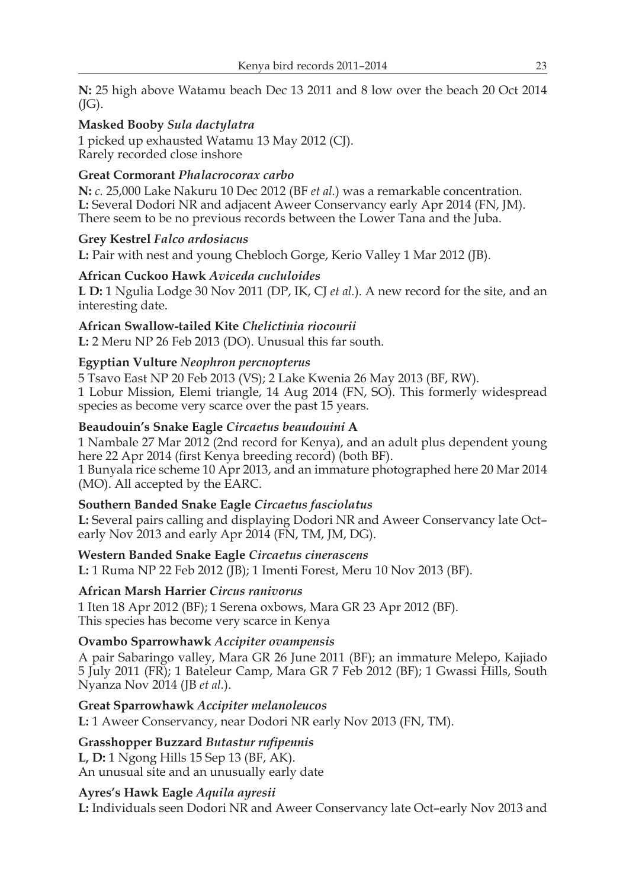**N:** 25 high above Watamu beach Dec 13 2011 and 8 low over the beach 20 Oct 2014 (JG).

**Masked Booby** ***Sula dactylatra***

1 picked up exhausted Watamu 13 May 2012 (CJ).
Rarely recorded close inshore

**Great Cormorant** ***Phalacrocorax carbo***

**N:** *c.* 25,000 Lake Nakuru 10 Dec 2012 (BF *et al.*) was a remarkable concentration.
**L:** Several Dodori NR and adjacent Aweer Conservancy early Apr 2014 (FN, JM).
There seem to be no previous records between the Lower Tana and the Juba.

**Grey Kestrel** ***Falco ardosiacus***

**L:** Pair with nest and young Chebloch Gorge, Kerio Valley 1 Mar 2012 (JB).

**African Cuckoo Hawk** ***Aviceda cuculoides***

**L D:** 1 Ngulia Lodge 30 Nov 2011 (DP, IK, CJ *et al.*). A new record for the site, and an interesting date.

**African Swallow-tailed Kite** ***Chelictinia riocourii***

**L:** 2 Meru NP 26 Feb 2013 (DO). Unusual this far south.

**Egyptian Vulture** ***Neophron percnopterus***

5 Tsavo East NP 20 Feb 2013 (VS); 2 Lake Kwenia 26 May 2013 (BF, RW).
1 Lobur Mission, Elemi triangle, 14 Aug 2014 (FN, SO). This formerly widespread species as become very scarce over the past 15 years.

**Beaudouin's Snake Eagle** ***Circaetus beaudouini*** **A**

1 Nambale 27 Mar 2012 (2nd record for Kenya), and an adult plus dependent young here 22 Apr 2014 (first Kenya breeding record) (both BF).
1 Bunyala rice scheme 10 Apr 2013, and an immature photographed here 20 Mar 2014 (MO). All accepted by the EARC.

**Southern Banded Snake Eagle** ***Circaetus fasciolatus***

**L:** Several pairs calling and displaying Dodori NR and Aweer Conservancy late Oct–early Nov 2013 and early Apr 2014 (FN, TM, JM, DG).

**Western Banded Snake Eagle** ***Circaetus cinerascens***

**L:** 1 Ruma NP 22 Feb 2012 (JB); 1 Imenti Forest, Meru 10 Nov 2013 (BF).

**African Marsh Harrier** ***Circus ranivorus***

1 Iten 18 Apr 2012 (BF); 1 Serena oxbows, Mara GR 23 Apr 2012 (BF).
This species has become very scarce in Kenya

**Ovambo Sparrowhawk** ***Accipiter ovampensis***

A pair Sabaringo valley, Mara GR 26 June 2011 (BF); an immature Melepo, Kajiado 5 July 2011 (FR); 1 Bateleur Camp, Mara GR 7 Feb 2012 (BF); 1 Gwassi Hills, South Nyanza Nov 2014 (JB *et al.*).

**Great Sparrowhawk** ***Accipiter melanoleucos***

**L:** 1 Aweer Conservancy, near Dodori NR early Nov 2013 (FN, TM).

**Grasshopper Buzzard** ***Butastur rufipennis***

**L, D:** 1 Ngong Hills 15 Sep 13 (BF, AK).
An unusual site and an unusually early date

**Ayres's Hawk Eagle** ***Aquila ayresii***

**L:** Individuals seen Dodori NR and Aweer Conservancy late Oct–early Nov 2013 and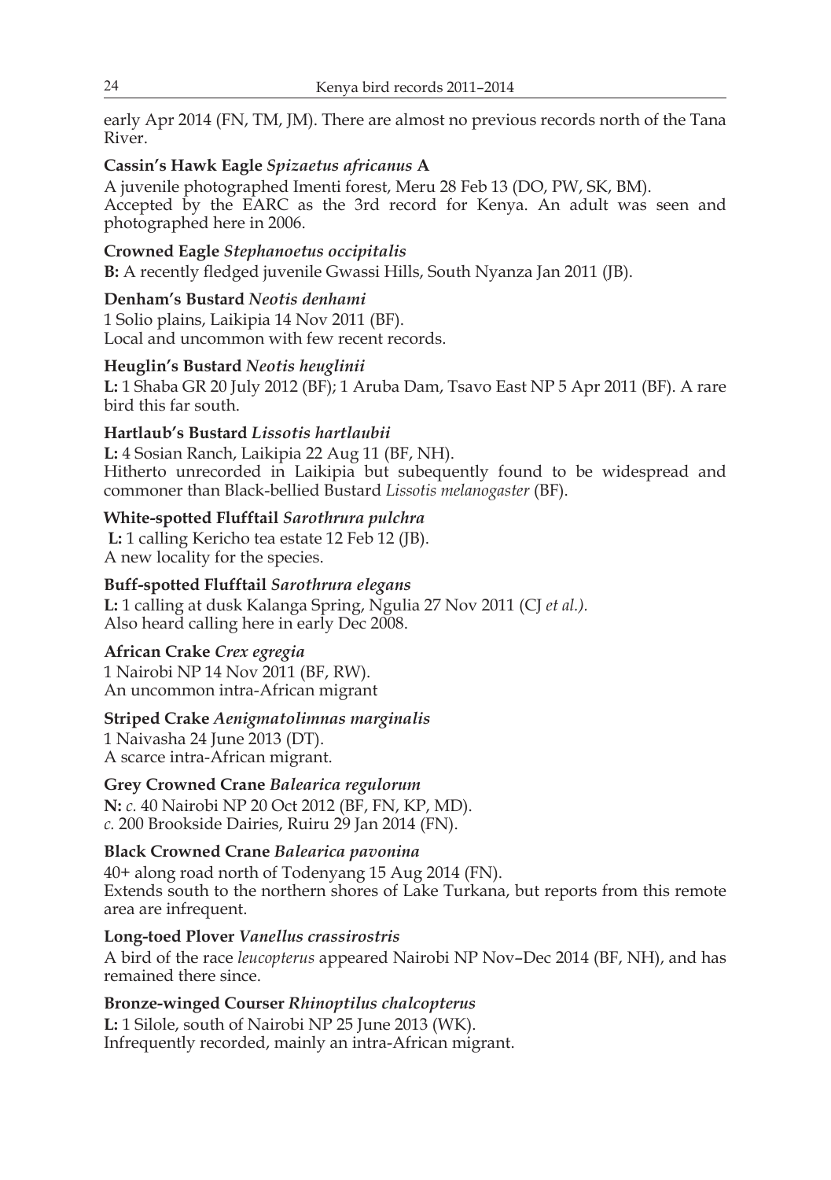early Apr 2014 (FN, TM, JM). There are almost no previous records north of the Tana River.

**Cassin's Hawk Eagle** ***Spizaetus africanus*** **A**

A juvenile photographed Imenti forest, Meru 28 Feb 13 (DO, PW, SK, BM).
Accepted by the EARC as the 3rd record for Kenya. An adult was seen and photographed here in 2006.

**Crowned Eagle** ***Stephanoetus occipitalis***

**B:** A recently fledged juvenile Gwassi Hills, South Nyanza Jan 2011 (JB).

**Denham's Bustard** ***Neotis denhami***

1 Solio plains, Laikipia 14 Nov 2011 (BF).
Local and uncommon with few recent records.

**Heuglin's Bustard** ***Neotis heuglinii***

**L:** 1 Shaba GR 20 July 2012 (BF); 1 Aruba Dam, Tsavo East NP 5 Apr 2011 (BF). A rare bird this far south.

**Hartlaub's Bustard** ***Lissotis hartlaubii***

**L:** 4 Sosian Ranch, Laikipia 22 Aug 11 (BF, NH).
Hitherto unrecorded in Laikipia but subequently found to be widespread and commoner than Black-bellied Bustard *Lissotis melanogaster* (BF).

**White-spotted Flufftail** ***Sarothrura pulchra***

**L:** 1 calling Kericho tea estate 12 Feb 12 (JB).
A new locality for the species.

**Buff-spotted Flufftail** ***Sarothrura elegans***

**L:** 1 calling at dusk Kalanga Spring, Ngulia 27 Nov 2011 (CJ *et al.).*
Also heard calling here in early Dec 2008.

**African Crake** ***Crex egregia***

1 Nairobi NP 14 Nov 2011 (BF, RW).
An uncommon intra-African migrant

**Striped Crake** ***Aenigmatolimnas marginalis***

1 Naivasha 24 June 2013 (DT).
A scarce intra-African migrant.

**Grey Crowned Crane** ***Balearica regulorum***

**N:** *c.* 40 Nairobi NP 20 Oct 2012 (BF, FN, KP, MD).
*c.* 200 Brookside Dairies, Ruiru 29 Jan 2014 (FN).

**Black Crowned Crane** ***Balearica pavonina***

40+ along road north of Todenyang 15 Aug 2014 (FN).
Extends south to the northern shores of Lake Turkana, but reports from this remote area are infrequent.

**Long-toed Plover** ***Vanellus crassirostris***

A bird of the race *leucopterus* appeared Nairobi NP Nov–Dec 2014 (BF, NH), and has remained there since.

**Bronze-winged Courser** ***Rhinoptilus chalcopterus***

**L:** 1 Silole, south of Nairobi NP 25 June 2013 (WK).
Infrequently recorded, mainly an intra-African migrant.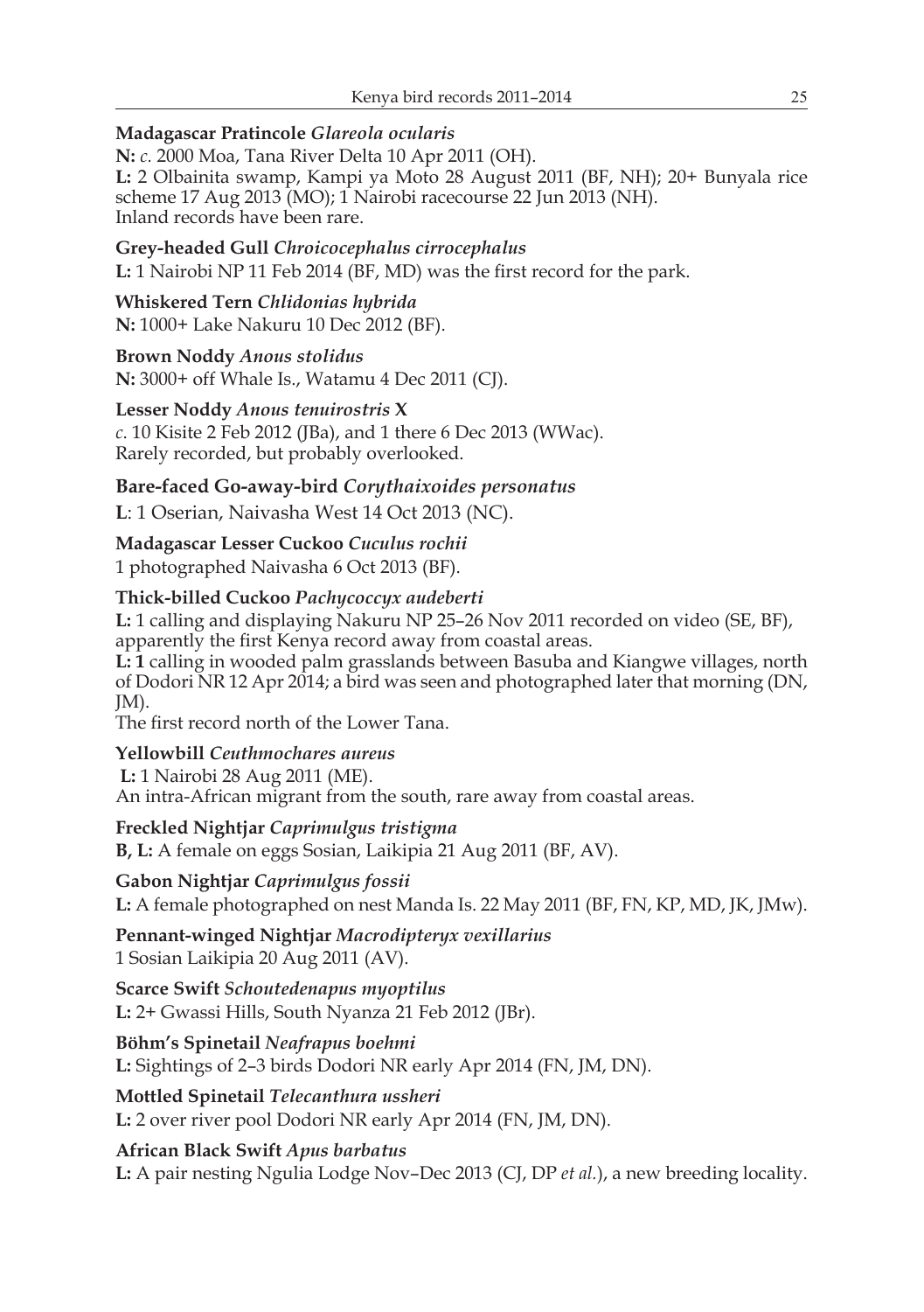**Madagascar Pratincole** ***Glareola ocularis***
**N:** *c.* 2000 Moa, Tana River Delta 10 Apr 2011 (OH).
**L:** 2 Olbainita swamp, Kampi ya Moto 28 August 2011 (BF, NH); 20+ Bunyala rice scheme 17 Aug 2013 (MO); 1 Nairobi racecourse 22 Jun 2013 (NH).
Inland records have been rare.

**Grey-headed Gull** ***Chroicocephalus cirrocephalus***
**L:** 1 Nairobi NP 11 Feb 2014 (BF, MD) was the first record for the park.

**Whiskered Tern** ***Chlidonias hybrida***
**N:** 1000+ Lake Nakuru 10 Dec 2012 (BF).

**Brown Noddy** ***Anous stolidus***
**N:** 3000+ off Whale Is., Watamu 4 Dec 2011 (CJ).

**Lesser Noddy** ***Anous tenuirostris*** **X**
*c.* 10 Kisite 2 Feb 2012 (JBa), and 1 there 6 Dec 2013 (WWac).
Rarely recorded, but probably overlooked.

**Bare-faced Go-away-bird** ***Corythaixoides personatus***
**L**: 1 Oserian, Naivasha West 14 Oct 2013 (NC).

**Madagascar Lesser Cuckoo** ***Cuculus rochii***
1 photographed Naivasha 6 Oct 2013 (BF).

**Thick-billed Cuckoo** ***Pachycoccyx audeberti***
**L:** 1 calling and displaying Nakuru NP 25–26 Nov 2011 recorded on video (SE, BF), apparently the first Kenya record away from coastal areas.
**L: 1** calling in wooded palm grasslands between Basuba and Kiangwe villages, north of Dodori NR 12 Apr 2014; a bird was seen and photographed later that morning (DN, JM).
The first record north of the Lower Tana.

**Yellowbill** ***Ceuthmochares aureus***
**L:** 1 Nairobi 28 Aug 2011 (ME).
An intra-African migrant from the south, rare away from coastal areas.

**Freckled Nightjar** ***Caprimulgus tristigma***
**B, L:** A female on eggs Sosian, Laikipia 21 Aug 2011 (BF, AV).

**Gabon Nightjar** ***Caprimulgus fossii***
**L:** A female photographed on nest Manda Is. 22 May 2011 (BF, FN, KP, MD, JK, JMw).

**Pennant-winged Nightjar** ***Macrodipteryx vexillarius***
1 Sosian Laikipia 20 Aug 2011 (AV).

**Scarce Swift** ***Schoutedenapus myoptilus***
**L:** 2+ Gwassi Hills, South Nyanza 21 Feb 2012 (JBr).

**Böhm's Spinetail** ***Neafrapus boehmi***
**L:** Sightings of 2–3 birds Dodori NR early Apr 2014 (FN, JM, DN).

**Mottled Spinetail** ***Telecanthura ussheri***
**L:** 2 over river pool Dodori NR early Apr 2014 (FN, JM, DN).

**African Black Swift** ***Apus barbatus***
**L:** A pair nesting Ngulia Lodge Nov–Dec 2013 (CJ, DP *et al.*), a new breeding locality.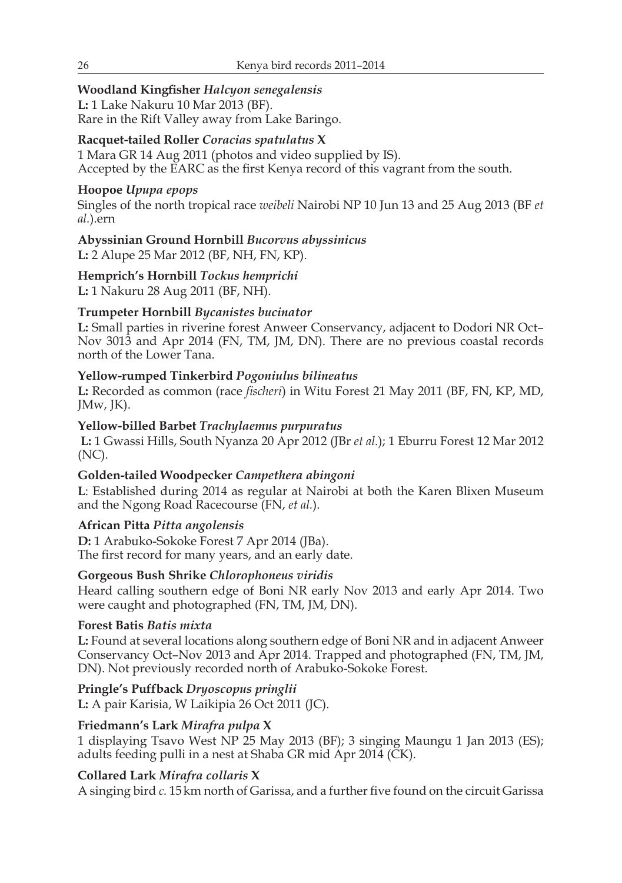**Woodland Kingfisher** ***Halcyon senegalensis***

**L:** 1 Lake Nakuru 10 Mar 2013 (BF).
Rare in the Rift Valley away from Lake Baringo.

**Racquet-tailed Roller** ***Coracias spatulatus*** **X**

1 Mara GR 14 Aug 2011 (photos and video supplied by IS).
Accepted by the EARC as the first Kenya record of this vagrant from the south.

**Hoopoe** ***Upupa epops***

Singles of the north tropical race *weibeli* Nairobi NP 10 Jun 13 and 25 Aug 2013 (BF *et al.*).ern

**Abyssinian Ground Hornbill** ***Bucorvus abyssinicus***

**L:** 2 Alupe 25 Mar 2012 (BF, NH, FN, KP).

**Hemprich's Hornbill** ***Tockus hemprichi***

**L:** 1 Nakuru 28 Aug 2011 (BF, NH).

**Trumpeter Hornbill** ***Bycanistes bucinator***

**L:** Small parties in riverine forest Anweer Conservancy, adjacent to Dodori NR Oct–Nov 3013 and Apr 2014 (FN, TM, JM, DN). There are no previous coastal records north of the Lower Tana.

**Yellow-rumped Tinkerbird** ***Pogoniulus bilineatus***

**L:** Recorded as common (race *fischeri*) in Witu Forest 21 May 2011 (BF, FN, KP, MD, JMw, JK).

**Yellow-billed Barbet** ***Trachylaemus purpuratus***

**L:** 1 Gwassi Hills, South Nyanza 20 Apr 2012 (JBr *et al.*); 1 Eburru Forest 12 Mar 2012 (NC).

**Golden-tailed Woodpecker** ***Campethera abingoni***

**L**: Established during 2014 as regular at Nairobi at both the Karen Blixen Museum and the Ngong Road Racecourse (FN, *et al.*).

**African Pitta** ***Pitta angolensis***

**D:** 1 Arabuko-Sokoke Forest 7 Apr 2014 (JBa).
The first record for many years, and an early date.

**Gorgeous Bush Shrike** ***Chlorophoneus viridis***

Heard calling southern edge of Boni NR early Nov 2013 and early Apr 2014. Two were caught and photographed (FN, TM, JM, DN).

**Forest Batis** ***Batis mixta***

**L:** Found at several locations along southern edge of Boni NR and in adjacent Anweer Conservancy Oct–Nov 2013 and Apr 2014. Trapped and photographed (FN, TM, JM, DN). Not previously recorded north of Arabuko-Sokoke Forest.

**Pringle's Puffback** ***Dryoscopus pringlii***

**L:** A pair Karisia, W Laikipia 26 Oct 2011 (JC).

**Friedmann's Lark** ***Mirafra pulpa*** **X**

1 displaying Tsavo West NP 25 May 2013 (BF); 3 singing Maungu 1 Jan 2013 (ES); adults feeding pulli in a nest at Shaba GR mid Apr 2014 (CK).

**Collared Lark** ***Mirafra collaris*** **X**

A singing bird *c.* 15 km north of Garissa, and a further five found on the circuit Garissa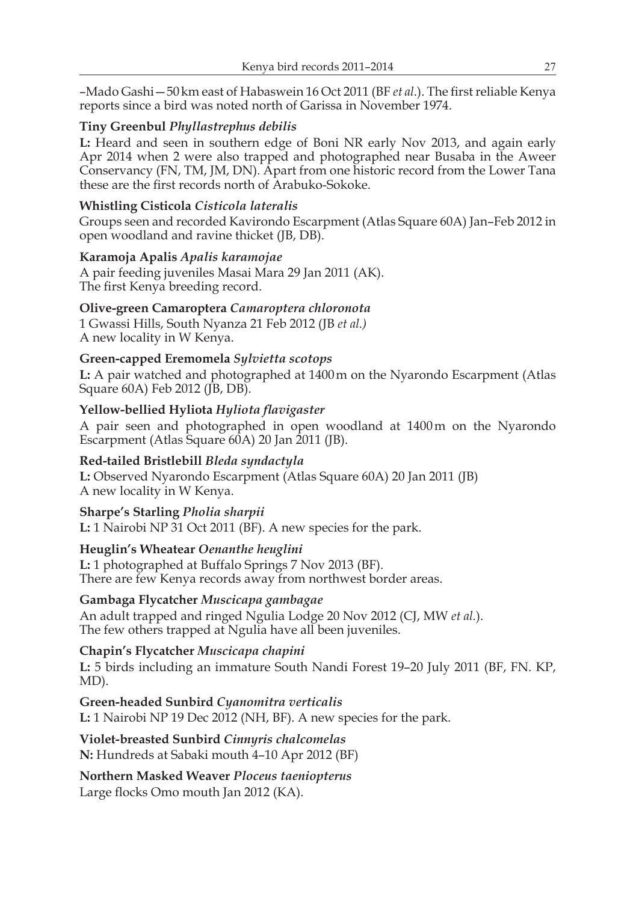–Mado Gashi—50 km east of Habaswein 16 Oct 2011 (BF *et al.*). The first reliable Kenya reports since a bird was noted north of Garissa in November 1974.

**Tiny Greenbul *Phyllastrephus debilis***

**L:** Heard and seen in southern edge of Boni NR early Nov 2013, and again early Apr 2014 when 2 were also trapped and photographed near Busaba in the Aweer Conservancy (FN, TM, JM, DN). Apart from one historic record from the Lower Tana these are the first records north of Arabuko-Sokoke.

**Whistling Cisticola *Cisticola lateralis***

Groups seen and recorded Kavirondo Escarpment (Atlas Square 60A) Jan–Feb 2012 in open woodland and ravine thicket (JB, DB).

**Karamoja Apalis *Apalis karamojae***

A pair feeding juveniles Masai Mara 29 Jan 2011 (AK).
The first Kenya breeding record.

**Olive-green Camaroptera *Camaroptera chloronota***

1 Gwassi Hills, South Nyanza 21 Feb 2012 (JB *et al.)*
A new locality in W Kenya.

**Green-capped Eremomela *Sylvietta scotops***

**L:** A pair watched and photographed at 1400 m on the Nyarondo Escarpment (Atlas Square 60A) Feb 2012 (JB, DB).

**Yellow-bellied Hyliota *Hyliota flavigaster***

A pair seen and photographed in open woodland at 1400 m on the Nyarondo Escarpment (Atlas Square 60A) 20 Jan 2011 (JB).

**Red-tailed Bristlebill *Bleda syndactyla***

**L:** Observed Nyarondo Escarpment (Atlas Square 60A) 20 Jan 2011 (JB)
A new locality in W Kenya.

**Sharpe's Starling *Pholia sharpii***

**L:** 1 Nairobi NP 31 Oct 2011 (BF). A new species for the park.

**Heuglin's Wheatear *Oenanthe heuglini***

**L:** 1 photographed at Buffalo Springs 7 Nov 2013 (BF).
There are few Kenya records away from northwest border areas.

**Gambaga Flycatcher *Muscicapa gambagae***

An adult trapped and ringed Ngulia Lodge 20 Nov 2012 (CJ, MW *et al.*).
The few others trapped at Ngulia have all been juveniles.

**Chapin's Flycatcher *Muscicapa chapini***

**L:** 5 birds including an immature South Nandi Forest 19–20 July 2011 (BF, FN. KP, MD).

**Green-headed Sunbird *Cyanomitra verticalis***

**L:** 1 Nairobi NP 19 Dec 2012 (NH, BF). A new species for the park.

**Violet-breasted Sunbird *Cinnyris chalcomelas***

**N:** Hundreds at Sabaki mouth 4–10 Apr 2012 (BF)

**Northern Masked Weaver *Ploceus taeniopterus***

Large flocks Omo mouth Jan 2012 (KA).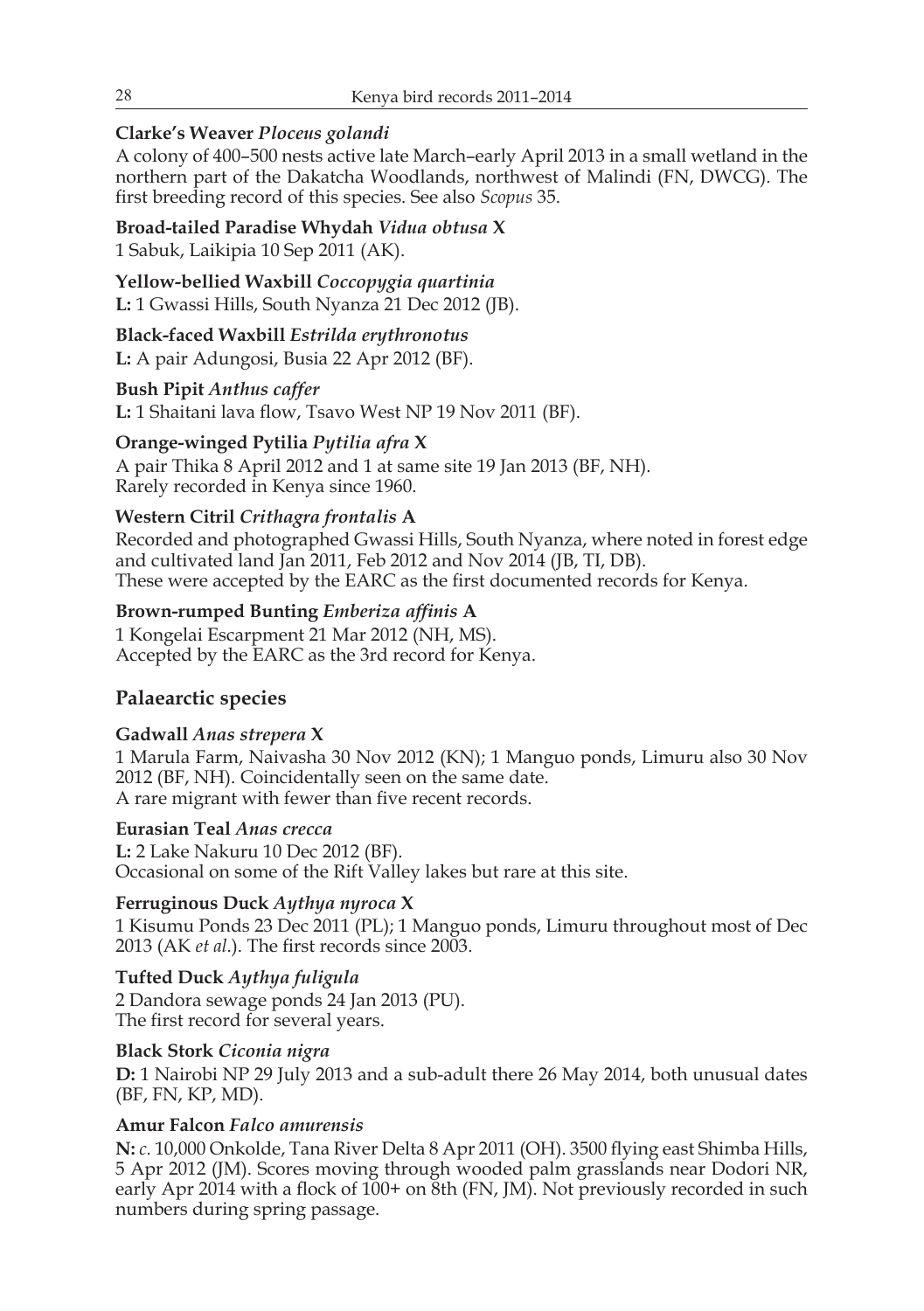**Clarke's Weaver *Ploceus golandi***

A colony of 400–500 nests active late March–early April 2013 in a small wetland in the northern part of the Dakatcha Woodlands, northwest of Malindi (FN, DWCG). The first breeding record of this species. See also *Scopus* 35.

**Broad-tailed Paradise Whydah *Vidua obtusa* X**

1 Sabuk, Laikipia 10 Sep 2011 (AK).

**Yellow-bellied Waxbill *Coccopygia quartinia***

**L:** 1 Gwassi Hills, South Nyanza 21 Dec 2012 (JB).

**Black-faced Waxbill *Estrilda erythronotus***

**L:** A pair Adungosi, Busia 22 Apr 2012 (BF).

**Bush Pipit *Anthus caffer***

**L:** 1 Shaitani lava flow, Tsavo West NP 19 Nov 2011 (BF).

**Orange-winged Pytilia *Pytilia afra* X**

A pair Thika 8 April 2012 and 1 at same site 19 Jan 2013 (BF, NH).
Rarely recorded in Kenya since 1960.

**Western Citril *Crithagra frontalis* A**

Recorded and photographed Gwassi Hills, South Nyanza, where noted in forest edge and cultivated land Jan 2011, Feb 2012 and Nov 2014 (JB, TI, DB).
These were accepted by the EARC as the first documented records for Kenya.

**Brown-rumped Bunting *Emberiza affinis* A**

1 Kongelai Escarpment 21 Mar 2012 (NH, MS).
Accepted by the EARC as the 3rd record for Kenya.

## Palaearctic species

**Gadwall *Anas strepera* X**

1 Marula Farm, Naivasha 30 Nov 2012 (KN); 1 Manguo ponds, Limuru also 30 Nov 2012 (BF, NH). Coincidentally seen on the same date.
A rare migrant with fewer than five recent records.

**Eurasian Teal *Anas crecca***

**L:** 2 Lake Nakuru 10 Dec 2012 (BF).
Occasional on some of the Rift Valley lakes but rare at this site.

**Ferruginous Duck *Aythya nyroca* X**

1 Kisumu Ponds 23 Dec 2011 (PL); 1 Manguo ponds, Limuru throughout most of Dec 2013 (AK *et al*.). The first records since 2003.

**Tufted Duck *Aythya fuligula***

2 Dandora sewage ponds 24 Jan 2013 (PU).
The first record for several years.

**Black Stork *Ciconia nigra***

**D:** 1 Nairobi NP 29 July 2013 and a sub-adult there 26 May 2014, both unusual dates (BF, FN, KP, MD).

**Amur Falcon *Falco amurensis***

**N:** *c.* 10,000 Onkolde, Tana River Delta 8 Apr 2011 (OH). 3500 flying east Shimba Hills, 5 Apr 2012 (JM). Scores moving through wooded palm grasslands near Dodori NR, early Apr 2014 with a flock of 100+ on 8th (FN, JM). Not previously recorded in such numbers during spring passage.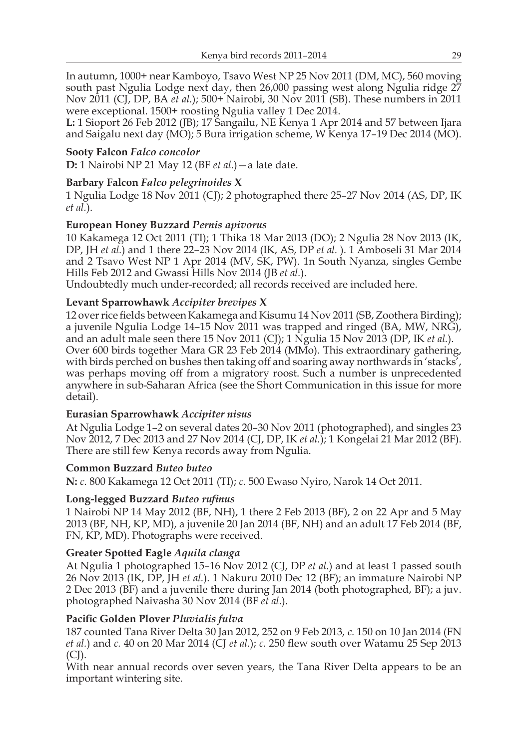In autumn, 1000+ near Kamboyo, Tsavo West NP 25 Nov 2011 (DM, MC), 560 moving south past Ngulia Lodge next day, then 26,000 passing west along Ngulia ridge 27 Nov 2011 (CJ, DP, BA *et al.*); 500+ Nairobi, 30 Nov 2011 (SB). These numbers in 2011 were exceptional. 1500+ roosting Ngulia valley 1 Dec 2014.

**L:** 1 Sioport 26 Feb 2012 (JB); 17 Sangailu, NE Kenya 1 Apr 2014 and 57 between Ijara and Saigalu next day (MO); 5 Bura irrigation scheme, W Kenya 17–19 Dec 2014 (MO).

**Sooty Falcon** *Falco concolor*

**D:** 1 Nairobi NP 21 May 12 (BF *et al.*)—a late date.

**Barbary Falcon** *Falco pelegrinoides* **X**

1 Ngulia Lodge 18 Nov 2011 (CJ); 2 photographed there 25–27 Nov 2014 (AS, DP, IK *et al.*).

**European Honey Buzzard** *Pernis apivorus*

10 Kakamega 12 Oct 2011 (TI); 1 Thika 18 Mar 2013 (DO); 2 Ngulia 28 Nov 2013 (IK, DP, JH *et al.*) and 1 there 22–23 Nov 2014 (IK, AS, DP *et al.* ). 1 Amboseli 31 Mar 2014 and 2 Tsavo West NP 1 Apr 2014 (MV, SK, PW). 1n South Nyanza, singles Gembe Hills Feb 2012 and Gwassi Hills Nov 2014 (JB *et al.*).

Undoubtedly much under-recorded; all records received are included here.

**Levant Sparrowhawk** *Accipiter brevipes* **X**

12 over rice fields between Kakamega and Kisumu 14 Nov 2011 (SB, Zoothera Birding); a juvenile Ngulia Lodge 14–15 Nov 2011 was trapped and ringed (BA, MW, NRG), and an adult male seen there 15 Nov 2011 (CJ); 1 Ngulia 15 Nov 2013 (DP, IK *et al.*). Over 600 birds together Mara GR 23 Feb 2014 (MMo). This extraordinary gathering, with birds perched on bushes then taking off and soaring away northwards in 'stacks', was perhaps moving off from a migratory roost. Such a number is unprecedented anywhere in sub-Saharan Africa (see the Short Communication in this issue for more detail).

**Eurasian Sparrowhawk** *Accipiter nisus*

At Ngulia Lodge 1–2 on several dates 20–30 Nov 2011 (photographed), and singles 23 Nov 2012, 7 Dec 2013 and 27 Nov 2014 (CJ, DP, IK *et al.*); 1 Kongelai 21 Mar 2012 (BF). There are still few Kenya records away from Ngulia.

**Common Buzzard** *Buteo buteo*

**N:** *c.* 800 Kakamega 12 Oct 2011 (TI); *c.* 500 Ewaso Nyiro, Narok 14 Oct 2011.

**Long-legged Buzzard** *Buteo rufinus*

1 Nairobi NP 14 May 2012 (BF, NH), 1 there 2 Feb 2013 (BF), 2 on 22 Apr and 5 May 2013 (BF, NH, KP, MD), a juvenile 20 Jan 2014 (BF, NH) and an adult 17 Feb 2014 (BF, FN, KP, MD). Photographs were received.

**Greater Spotted Eagle** *Aquila clanga*

At Ngulia 1 photographed 15–16 Nov 2012 (CJ, DP *et al.*) and at least 1 passed south 26 Nov 2013 (IK, DP, JH *et al.*). 1 Nakuru 2010 Dec 12 (BF); an immature Nairobi NP 2 Dec 2013 (BF) and a juvenile there during Jan 2014 (both photographed, BF); a juv. photographed Naivasha 30 Nov 2014 (BF *et al.*).

**Pacific Golden Plover** *Pluvialis fulva*

187 counted Tana River Delta 30 Jan 2012, 252 on 9 Feb 2013, *c.* 150 on 10 Jan 2014 (FN *et al.*) and *c.* 40 on 20 Mar 2014 (CJ *et al.*); *c.* 250 flew south over Watamu 25 Sep 2013 (CJ).

With near annual records over seven years, the Tana River Delta appears to be an important wintering site.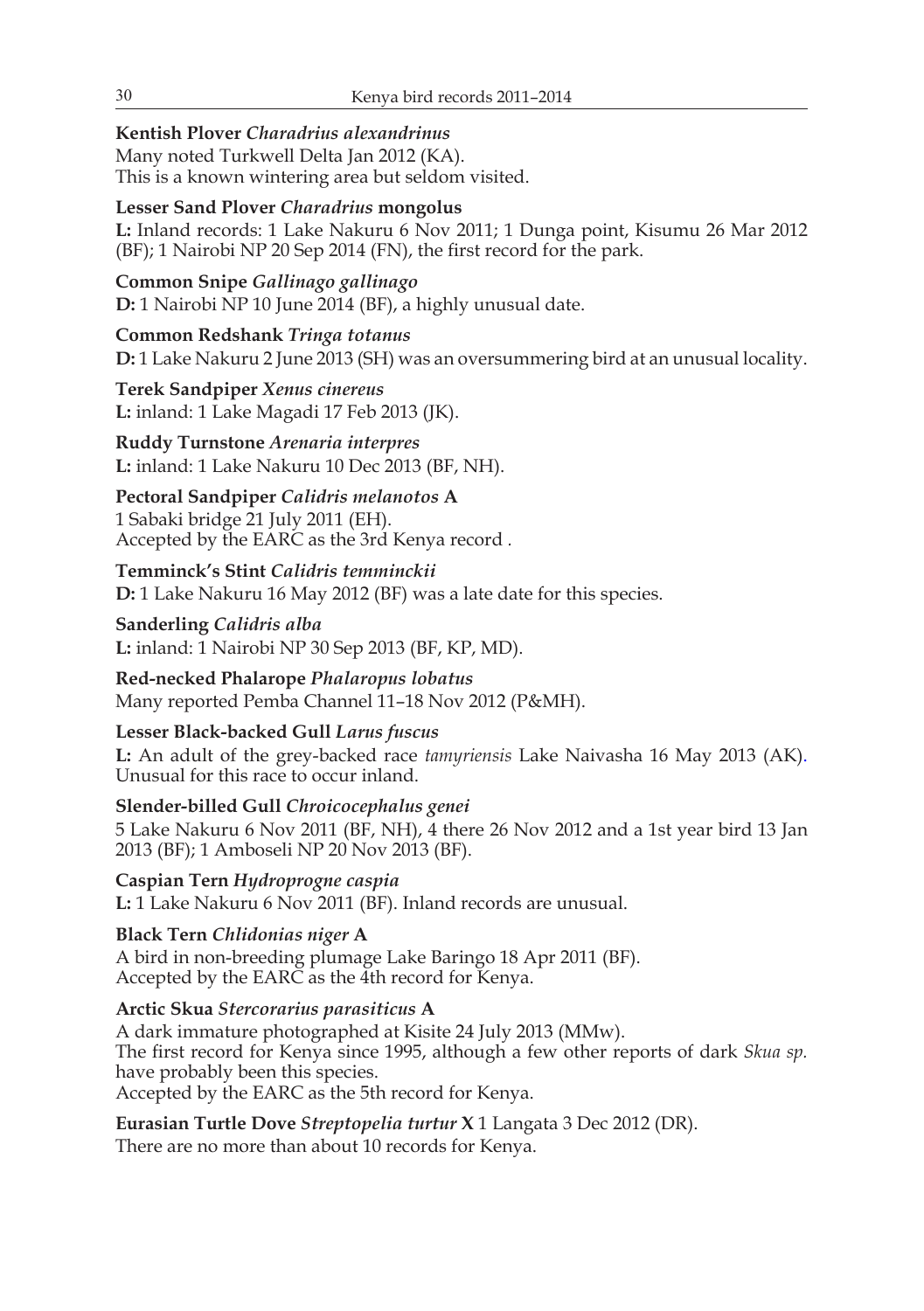**Kentish Plover** *Charadrius alexandrinus*
Many noted Turkwell Delta Jan 2012 (KA).
This is a known wintering area but seldom visited.

**Lesser Sand Plover** *Charadrius* **mongolus**
**L:** Inland records: 1 Lake Nakuru 6 Nov 2011; 1 Dunga point, Kisumu 26 Mar 2012 (BF); 1 Nairobi NP 20 Sep 2014 (FN), the first record for the park.

**Common Snipe** *Gallinago gallinago*
**D:** 1 Nairobi NP 10 June 2014 (BF), a highly unusual date.

**Common Redshank** *Tringa totanus*
**D:** 1 Lake Nakuru 2 June 2013 (SH) was an oversummering bird at an unusual locality.

**Terek Sandpiper** *Xenus cinereus*
**L:** inland: 1 Lake Magadi 17 Feb 2013 (JK).

**Ruddy Turnstone** *Arenaria interpres*
**L:** inland: 1 Lake Nakuru 10 Dec 2013 (BF, NH).

**Pectoral Sandpiper** *Calidris melanotos* **A**
1 Sabaki bridge 21 July 2011 (EH).
Accepted by the EARC as the 3rd Kenya record .

**Temminck's Stint** *Calidris temminckii*
**D:** 1 Lake Nakuru 16 May 2012 (BF) was a late date for this species.

**Sanderling** *Calidris alba*
**L:** inland: 1 Nairobi NP 30 Sep 2013 (BF, KP, MD).

**Red-necked Phalarope** *Phalaropus lobatus*
Many reported Pemba Channel 11–18 Nov 2012 (P&MH).

**Lesser Black-backed Gull** *Larus fuscus*
**L:** An adult of the grey-backed race *tamyriensis* Lake Naivasha 16 May 2013 (AK). Unusual for this race to occur inland.

**Slender-billed Gull** *Chroicocephalus genei*
5 Lake Nakuru 6 Nov 2011 (BF, NH), 4 there 26 Nov 2012 and a 1st year bird 13 Jan 2013 (BF); 1 Amboseli NP 20 Nov 2013 (BF).

**Caspian Tern** *Hydroprogne caspia*
**L:** 1 Lake Nakuru 6 Nov 2011 (BF). Inland records are unusual.

**Black Tern** *Chlidonias niger* **A**
A bird in non-breeding plumage Lake Baringo 18 Apr 2011 (BF).
Accepted by the EARC as the 4th record for Kenya.

**Arctic Skua** *Stercorarius parasiticus* **A**
A dark immature photographed at Kisite 24 July 2013 (MMw).
The first record for Kenya since 1995, although a few other reports of dark *Skua sp.* have probably been this species.
Accepted by the EARC as the 5th record for Kenya.

**Eurasian Turtle Dove** *Streptopelia turtur* **X** 1 Langata 3 Dec 2012 (DR).
There are no more than about 10 records for Kenya.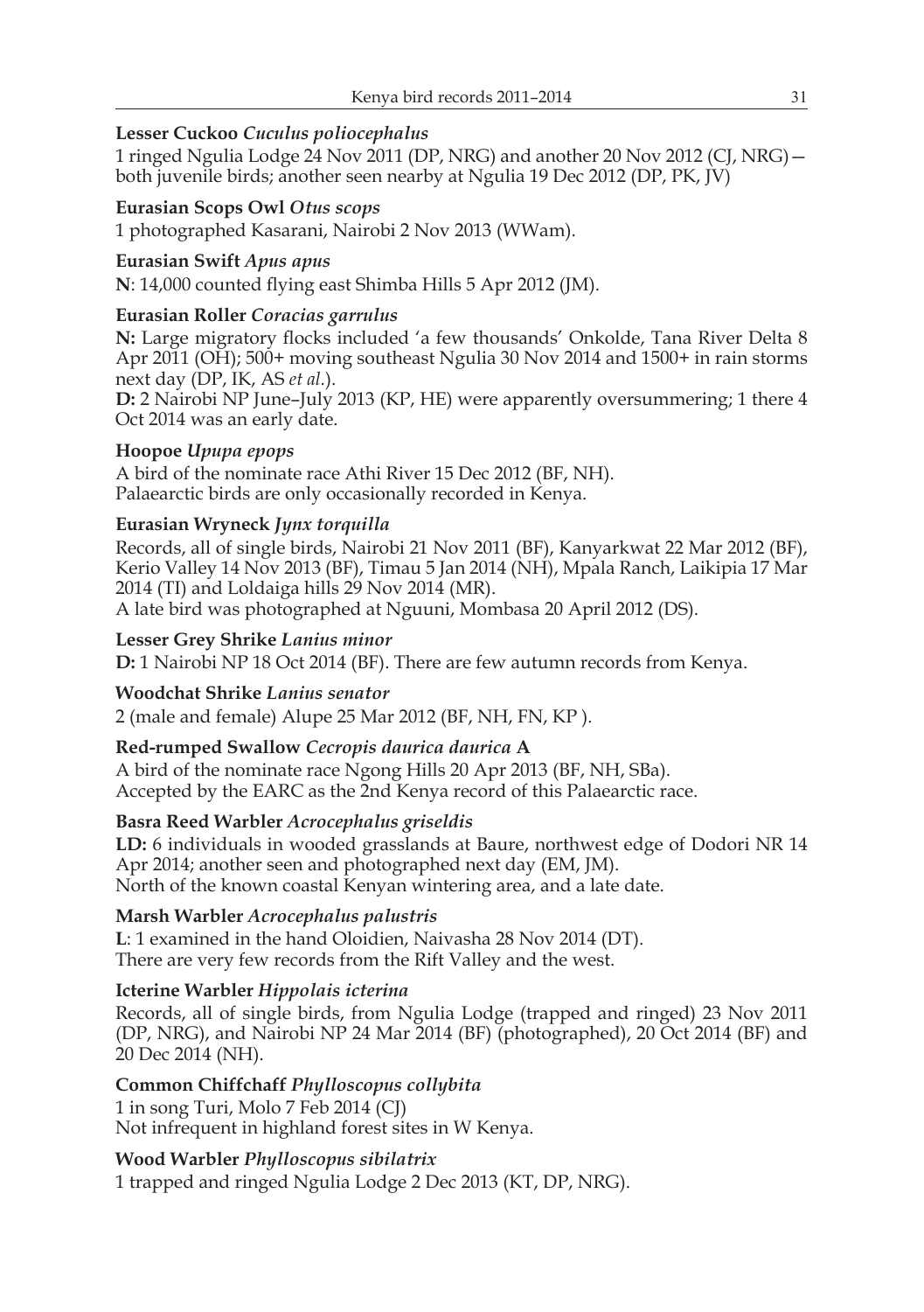**Lesser Cuckoo** ***Cuculus poliocephalus***

1 ringed Ngulia Lodge 24 Nov 2011 (DP, NRG) and another 20 Nov 2012 (CJ, NRG)—both juvenile birds; another seen nearby at Ngulia 19 Dec 2012 (DP, PK, JV)

**Eurasian Scops Owl** ***Otus scops***

1 photographed Kasarani, Nairobi 2 Nov 2013 (WWam).

**Eurasian Swift** ***Apus apus***

**N**: 14,000 counted flying east Shimba Hills 5 Apr 2012 (JM).

**Eurasian Roller** ***Coracias garrulus***

**N:** Large migratory flocks included 'a few thousands' Onkolde, Tana River Delta 8 Apr 2011 (OH); 500+ moving southeast Ngulia 30 Nov 2014 and 1500+ in rain storms next day (DP, IK, AS *et al.*).

**D:** 2 Nairobi NP June–July 2013 (KP, HE) were apparently oversummering; 1 there 4 Oct 2014 was an early date.

**Hoopoe** ***Upupa epops***

A bird of the nominate race Athi River 15 Dec 2012 (BF, NH).
Palaearctic birds are only occasionally recorded in Kenya.

**Eurasian Wryneck** ***Jynx torquilla***

Records, all of single birds, Nairobi 21 Nov 2011 (BF), Kanyarkwat 22 Mar 2012 (BF), Kerio Valley 14 Nov 2013 (BF), Timau 5 Jan 2014 (NH), Mpala Ranch, Laikipia 17 Mar 2014 (TI) and Loldaiga hills 29 Nov 2014 (MR).
A late bird was photographed at Nguuni, Mombasa 20 April 2012 (DS).

**Lesser Grey Shrike** ***Lanius minor***

**D:** 1 Nairobi NP 18 Oct 2014 (BF). There are few autumn records from Kenya.

**Woodchat Shrike** ***Lanius senator***

2 (male and female) Alupe 25 Mar 2012 (BF, NH, FN, KP ).

**Red-rumped Swallow** ***Cecropis daurica daurica*** **A**

A bird of the nominate race Ngong Hills 20 Apr 2013 (BF, NH, SBa).
Accepted by the EARC as the 2nd Kenya record of this Palaearctic race.

**Basra Reed Warbler** ***Acrocephalus griseldis***

**LD:** 6 individuals in wooded grasslands at Baure, northwest edge of Dodori NR 14 Apr 2014; another seen and photographed next day (EM, JM).
North of the known coastal Kenyan wintering area, and a late date.

**Marsh Warbler** ***Acrocephalus palustris***

**L**: 1 examined in the hand Oloidien, Naivasha 28 Nov 2014 (DT).
There are very few records from the Rift Valley and the west.

**Icterine Warbler** ***Hippolais icterina***

Records, all of single birds, from Ngulia Lodge (trapped and ringed) 23 Nov 2011 (DP, NRG), and Nairobi NP 24 Mar 2014 (BF) (photographed), 20 Oct 2014 (BF) and 20 Dec 2014 (NH).

**Common Chiffchaff** ***Phylloscopus collybita***

1 in song Turi, Molo 7 Feb 2014 (CJ)
Not infrequent in highland forest sites in W Kenya.

**Wood Warbler** ***Phylloscopus sibilatrix***

1 trapped and ringed Ngulia Lodge 2 Dec 2013 (KT, DP, NRG).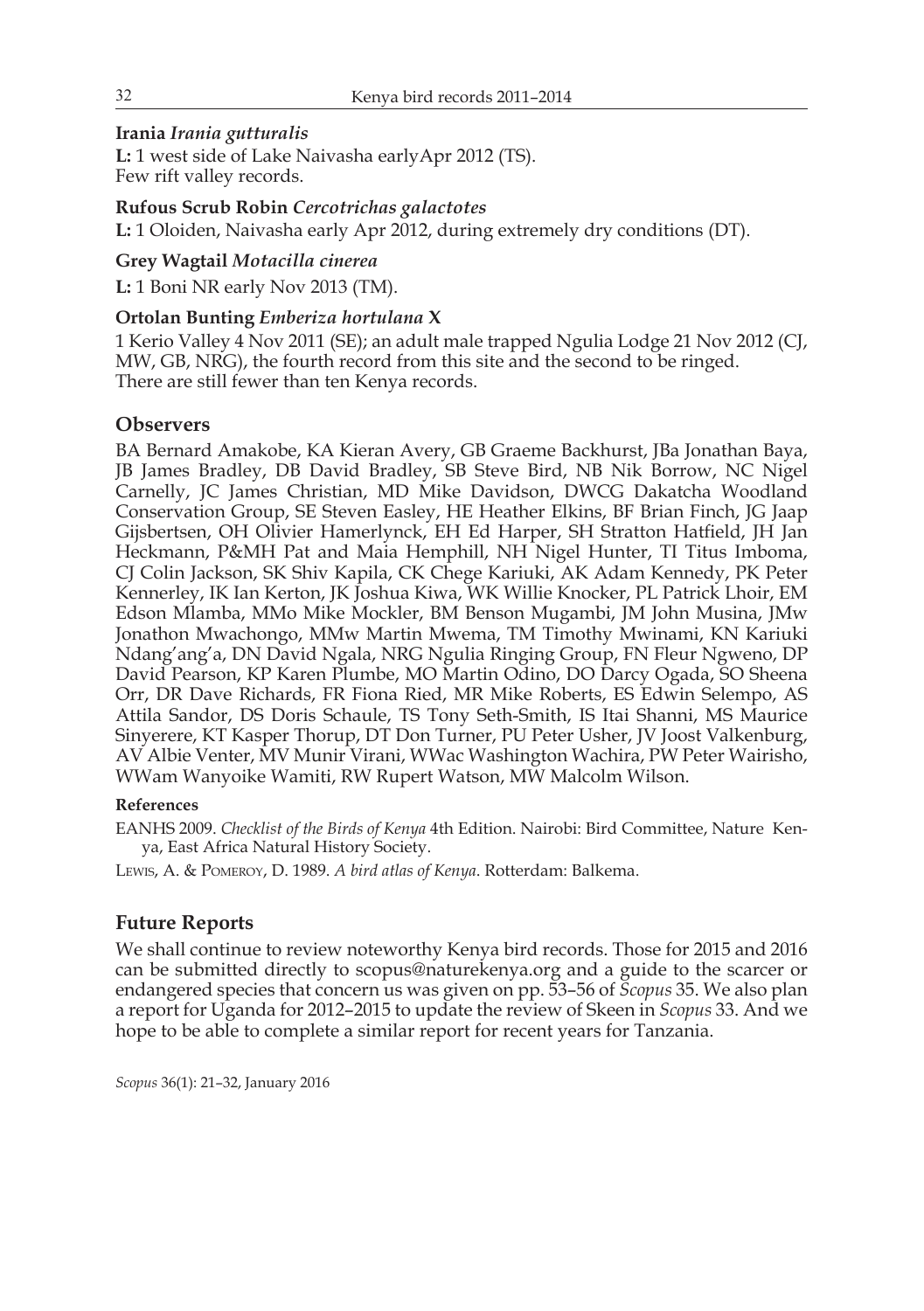**Irania** *Irania gutturalis*

**L:** 1 west side of Lake Naivasha earlyApr 2012 (TS).
Few rift valley records.

**Rufous Scrub Robin** *Cercotrichas galactotes*

**L:** 1 Oloiden, Naivasha early Apr 2012, during extremely dry conditions (DT).

**Grey Wagtail** *Motacilla cinerea*

**L:** 1 Boni NR early Nov 2013 (TM).

**Ortolan Bunting** *Emberiza hortulana* **X**

1 Kerio Valley 4 Nov 2011 (SE); an adult male trapped Ngulia Lodge 21 Nov 2012 (CJ, MW, GB, NRG), the fourth record from this site and the second to be ringed. There are still fewer than ten Kenya records.

## Observers

BA Bernard Amakobe, KA Kieran Avery, GB Graeme Backhurst, JBa Jonathan Baya, JB James Bradley, DB David Bradley, SB Steve Bird, NB Nik Borrow, NC Nigel Carnelly, JC James Christian, MD Mike Davidson, DWCG Dakatcha Woodland Conservation Group, SE Steven Easley, HE Heather Elkins, BF Brian Finch, JG Jaap Gijsbertsen, OH Olivier Hamerlynck, EH Ed Harper, SH Stratton Hatfield, JH Jan Heckmann, P&MH Pat and Maia Hemphill, NH Nigel Hunter, TI Titus Imboma, CJ Colin Jackson, SK Shiv Kapila, CK Chege Kariuki, AK Adam Kennedy, PK Peter Kennerley, IK Ian Kerton, JK Joshua Kiwa, WK Willie Knocker, PL Patrick Lhoir, EM Edson Mlamba, MMo Mike Mockler, BM Benson Mugambi, JM John Musina, JMw Jonathon Mwachongo, MMw Martin Mwema, TM Timothy Mwinami, KN Kariuki Ndang'ang'a, DN David Ngala, NRG Ngulia Ringing Group, FN Fleur Ngweno, DP David Pearson, KP Karen Plumbe, MO Martin Odino, DO Darcy Ogada, SO Sheena Orr, DR Dave Richards, FR Fiona Ried, MR Mike Roberts, ES Edwin Selempo, AS Attila Sandor, DS Doris Schaule, TS Tony Seth-Smith, IS Itai Shanni, MS Maurice Sinyerere, KT Kasper Thorup, DT Don Turner, PU Peter Usher, JV Joost Valkenburg, AV Albie Venter, MV Munir Virani, WWac Washington Wachira, PW Peter Wairisho, WWam Wanyoike Wamiti, RW Rupert Watson, MW Malcolm Wilson.

#### References

EANHS 2009. *Checklist of the Birds of Kenya* 4th Edition. Nairobi: Bird Committee, Nature Kenya, East Africa Natural History Society.

Lewis, A. & Pomeroy, D. 1989. *A bird atlas of Kenya*. Rotterdam: Balkema.

## Future Reports

We shall continue to review noteworthy Kenya bird records. Those for 2015 and 2016 can be submitted directly to scopus@naturekenya.org and a guide to the scarcer or endangered species that concern us was given on pp. 53–56 of *Scopus* 35. We also plan a report for Uganda for 2012–2015 to update the review of Skeen in *Scopus* 33. And we hope to be able to complete a similar report for recent years for Tanzania.